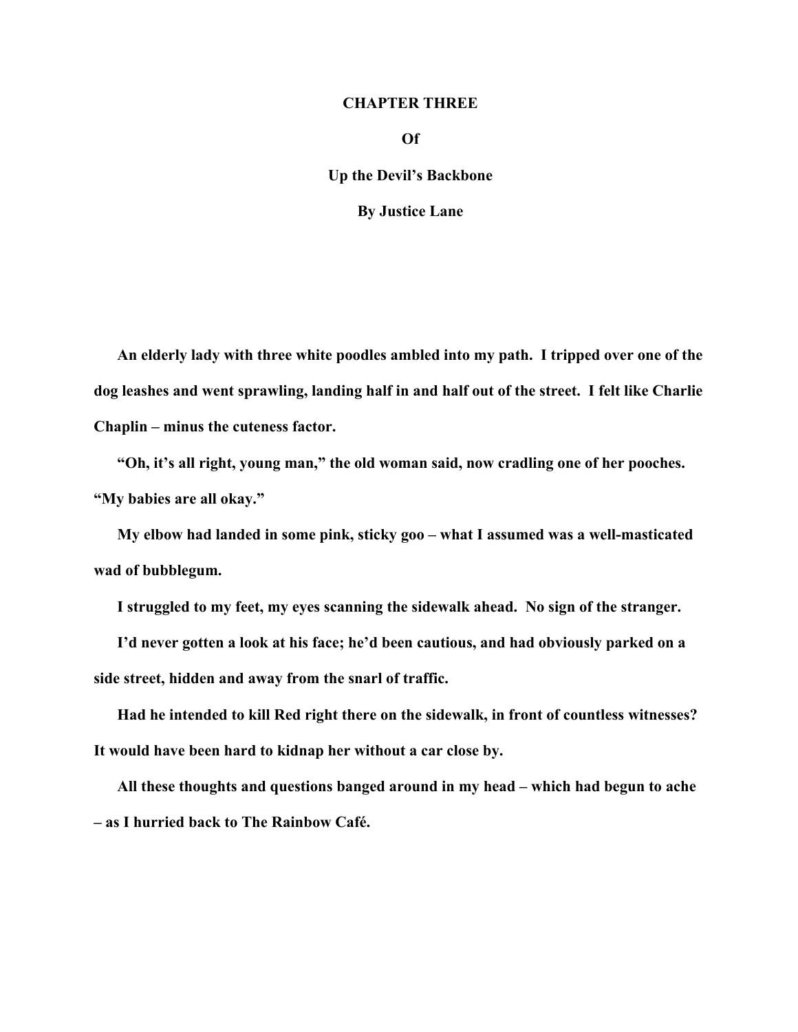# CHAPTER THREE

**Of**

**Up the Devil's Backbone**

**By Justice Lane**

**An elderly lady with three white poodles ambled into my path. I tripped over one of the dog leashes and went sprawling, landing half in and half out of the street. I felt like Charlie Chaplin – minus the cuteness factor.**

**"Oh, it's all right, young man," the old woman said, now cradling one of her pooches. "My babies are all okay."**

**My elbow had landed in some pink, sticky goo – what I assumed was a well-masticated wad of bubblegum.**

**I struggled to my feet, my eyes scanning the sidewalk ahead. No sign of the stranger.**

**I'd never gotten a look at his face; he'd been cautious, and had obviously parked on a side street, hidden and away from the snarl of traffic.**

**Had he intended to kill Red right there on the sidewalk, in front of countless witnesses? It would have been hard to kidnap her without a car close by.**

**All these thoughts and questions banged around in my head – which had begun to ache – as I hurried back to The Rainbow Café.**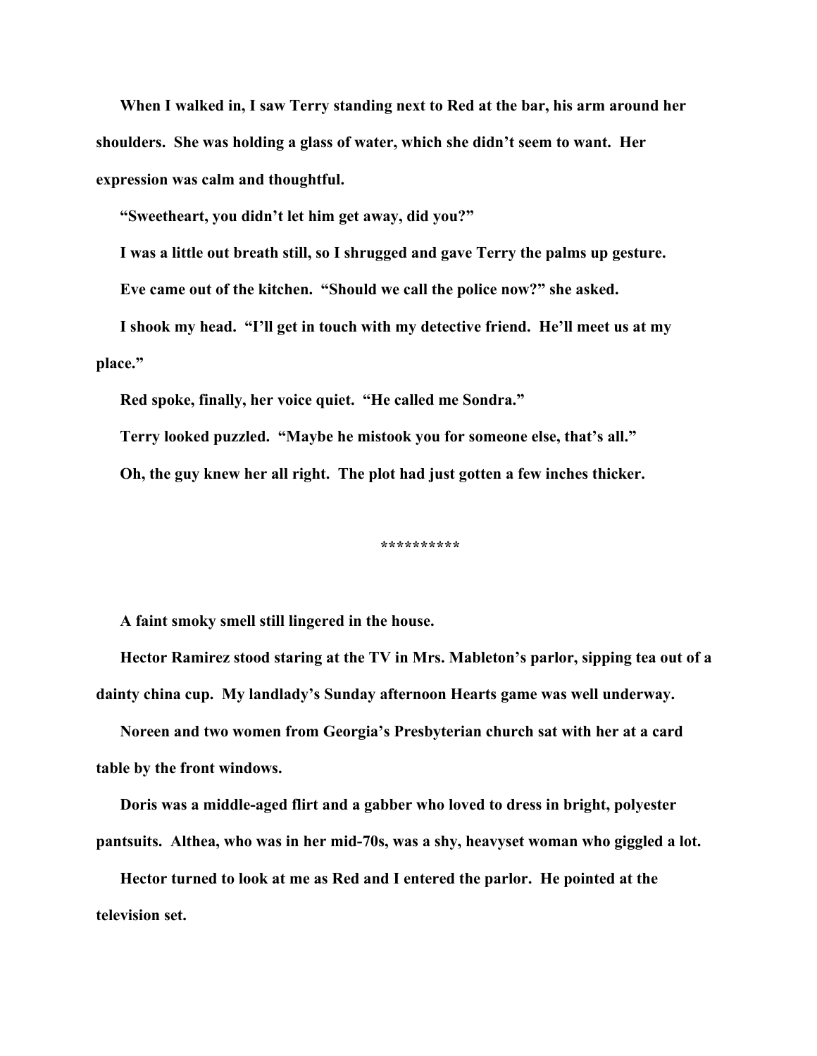When I walked in, I saw Terry standing next to Red at the bar, his arm around her shoulders. She was holding a glass of water, which she didn't seem to want. Her expression was calm and thoughtful.

"Sweetheart, you didn't let him get away, did you?"

I was a little out breath still, so I shrugged and gave Terry the palms up gesture.

Eve came out of the kitchen. "Should we call the police now?" she asked.

I shook my head. "I'll get in touch with my detective friend. He'll meet us at my place."

Red spoke, finally, her voice quiet. "He called me Sondra."

Terry looked puzzled. "Maybe he mistook you for someone else, that's all."

Oh, the guy knew her all right. The plot had just gotten a few inches thicker.

**********

A faint smoky smell still lingered in the house.

Hector Ramirez stood staring at the TV in Mrs. Mableton's parlor, sipping tea out of a dainty china cup. My landlady's Sunday afternoon Hearts game was well underway.

Noreen and two women from Georgia's Presbyterian church sat with her at a card table by the front windows.

Doris was a middle-aged flirt and a gabber who loved to dress in bright, polyester pantsuits. Althea, who was in her mid-70s, was a shy, heavyset woman who giggled a lot.

Hector turned to look at me as Red and I entered the parlor. He pointed at the television set.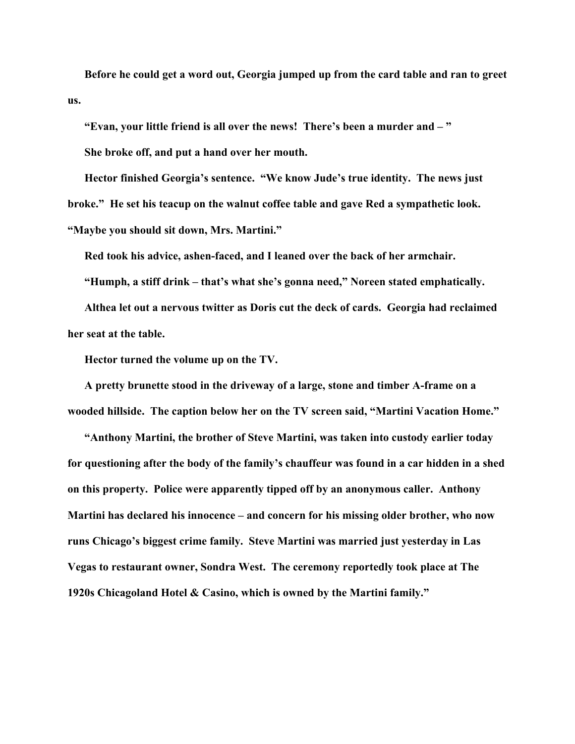Before he could get a word out, Georgia jumped up from the card table and ran to greet us.

"Evan, your little friend is all over the news! There's been a murder and – "

She broke off, and put a hand over her mouth.

Hector finished Georgia's sentence. "We know Jude's true identity. The news just broke." He set his teacup on the walnut coffee table and gave Red a sympathetic look. "Maybe you should sit down, Mrs. Martini."

Red took his advice, ashen-faced, and I leaned over the back of her armchair.

"Humph, a stiff drink – that's what she's gonna need," Noreen stated emphatically.

Althea let out a nervous twitter as Doris cut the deck of cards. Georgia had reclaimed her seat at the table.

Hector turned the volume up on the TV.

A pretty brunette stood in the driveway of a large, stone and timber A-frame on a wooded hillside. The caption below her on the TV screen said, "Martini Vacation Home."

"Anthony Martini, the brother of Steve Martini, was taken into custody earlier today for questioning after the body of the family's chauffeur was found in a car hidden in a shed on this property. Police were apparently tipped off by an anonymous caller. Anthony Martini has declared his innocence – and concern for his missing older brother, who now runs Chicago's biggest crime family. Steve Martini was married just yesterday in Las Vegas to restaurant owner, Sondra West. The ceremony reportedly took place at The 1920s Chicagoland Hotel & Casino, which is owned by the Martini family."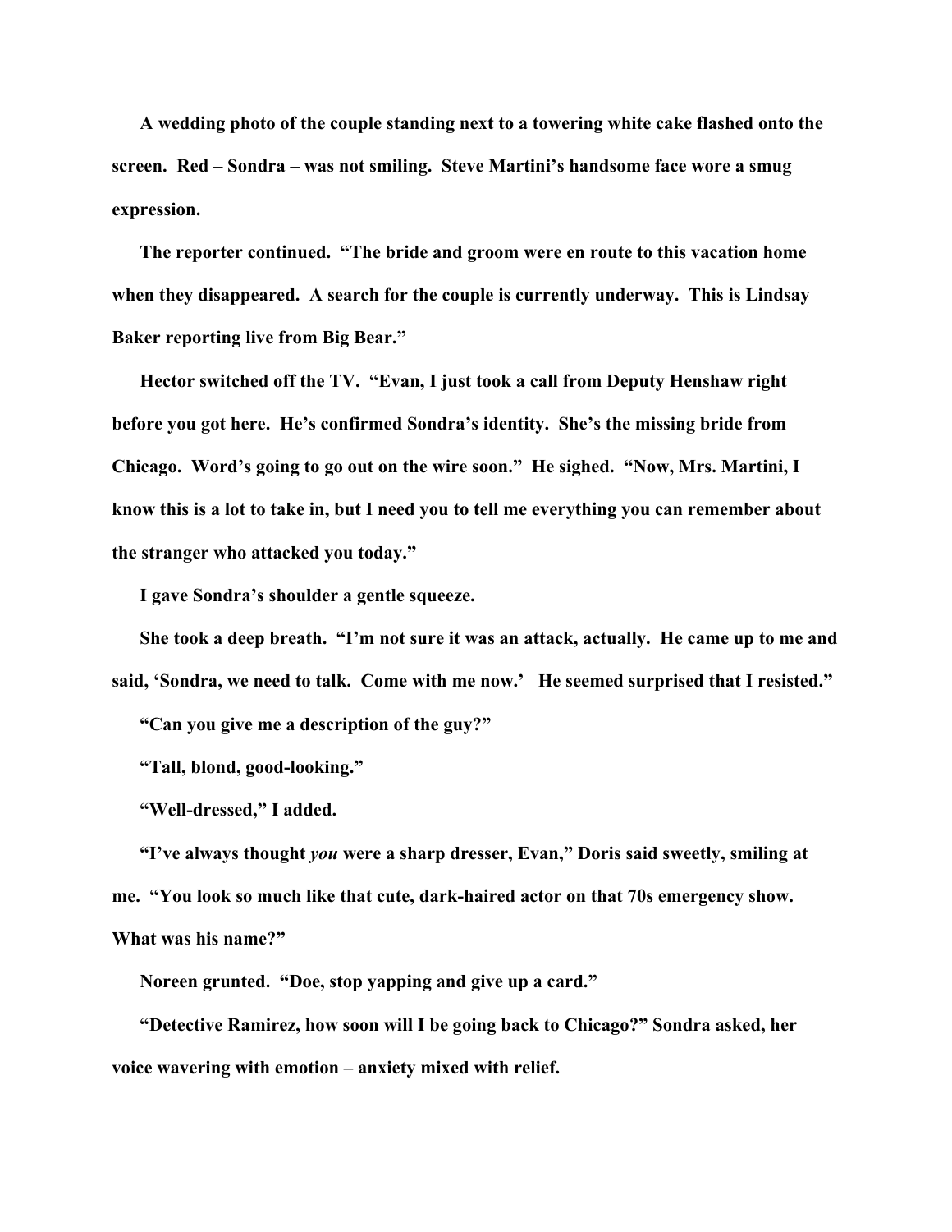A wedding photo of the couple standing next to a towering white cake flashed onto the screen. Red – Sondra – was not smiling. Steve Martini's handsome face wore a smug expression.

The reporter continued. "The bride and groom were en route to this vacation home when they disappeared. A search for the couple is currently underway. This is Lindsay Baker reporting live from Big Bear."

Hector switched off the TV. "Evan, I just took a call from Deputy Henshaw right before you got here. He's confirmed Sondra's identity. She's the missing bride from Chicago. Word's going to go out on the wire soon." He sighed. "Now, Mrs. Martini, I know this is a lot to take in, but I need you to tell me everything you can remember about the stranger who attacked you today."

I gave Sondra's shoulder a gentle squeeze.

She took a deep breath. "I'm not sure it was an attack, actually. He came up to me and said, 'Sondra, we need to talk. Come with me now.' He seemed surprised that I resisted."

"Can you give me a description of the guy?"

"Tall, blond, good-looking."

"Well-dressed," I added.

"I've always thought *you* were a sharp dresser, Evan," Doris said sweetly, smiling at me. "You look so much like that cute, dark-haired actor on that 70s emergency show. What was his name?"

Noreen grunted. "Doe, stop yapping and give up a card."

"Detective Ramirez, how soon will I be going back to Chicago?" Sondra asked, her voice wavering with emotion – anxiety mixed with relief.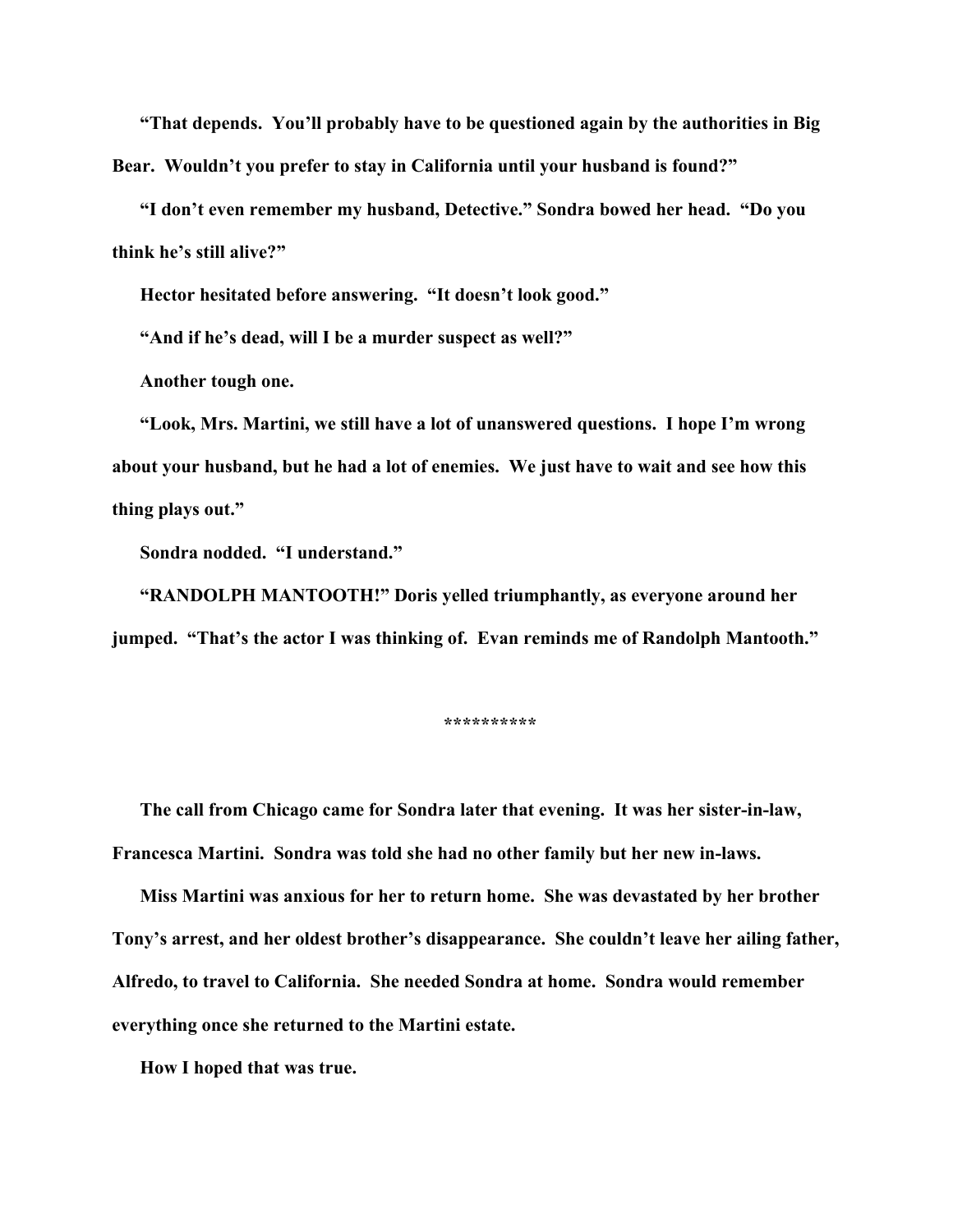"That depends. You'll probably have to be questioned again by the authorities in Big Bear. Wouldn't you prefer to stay in California until your husband is found?"

"I don't even remember my husband, Detective." Sondra bowed her head. "Do you think he's still alive?"

Hector hesitated before answering. "It doesn't look good."

"And if he's dead, will I be a murder suspect as well?"

Another tough one.

"Look, Mrs. Martini, we still have a lot of unanswered questions. I hope I'm wrong about your husband, but he had a lot of enemies. We just have to wait and see how this thing plays out."

Sondra nodded. "I understand."

"RANDOLPH MANTOOTH!" Doris yelled triumphantly, as everyone around her jumped. "That's the actor I was thinking of. Evan reminds me of Randolph Mantooth."

**********

The call from Chicago came for Sondra later that evening. It was her sister-in-law, Francesca Martini. Sondra was told she had no other family but her new in-laws.

Miss Martini was anxious for her to return home. She was devastated by her brother Tony's arrest, and her oldest brother's disappearance. She couldn't leave her ailing father, Alfredo, to travel to California. She needed Sondra at home. Sondra would remember everything once she returned to the Martini estate.

How I hoped that was true.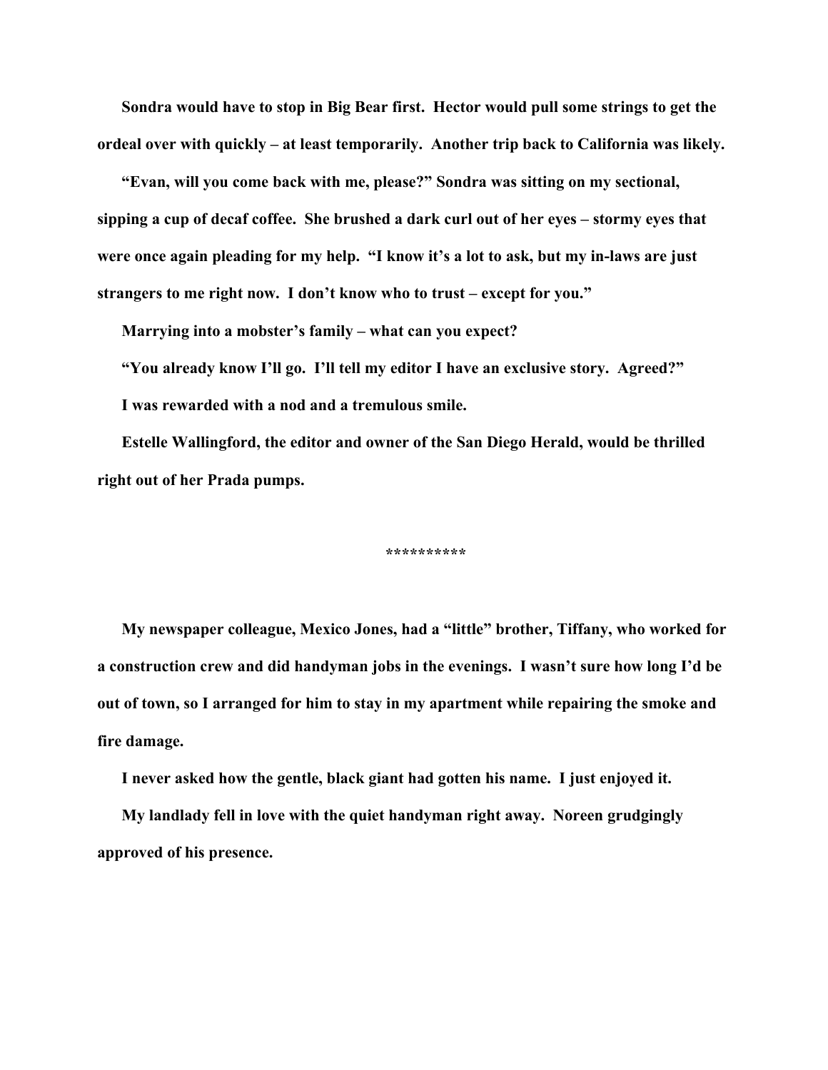**Sondra would have to stop in Big Bear first. Hector would pull some strings to get the ordeal over with quickly – at least temporarily. Another trip back to California was likely.**

**"Evan, will you come back with me, please?" Sondra was sitting on my sectional, sipping a cup of decaf coffee. She brushed a dark curl out of her eyes – stormy eyes that were once again pleading for my help. "I know it's a lot to ask, but my in-laws are just strangers to me right now. I don't know who to trust – except for you."**

**Marrying into a mobster's family – what can you expect?**

**"You already know I'll go. I'll tell my editor I have an exclusive story. Agreed?"**

**I was rewarded with a nod and a tremulous smile.**

**Estelle Wallingford, the editor and owner of the San Diego Herald, would be thrilled right out of her Prada pumps.**

**********

**My newspaper colleague, Mexico Jones, had a "little" brother, Tiffany, who worked for a construction crew and did handyman jobs in the evenings. I wasn't sure how long I'd be out of town, so I arranged for him to stay in my apartment while repairing the smoke and fire damage.**

**I never asked how the gentle, black giant had gotten his name. I just enjoyed it.**

**My landlady fell in love with the quiet handyman right away. Noreen grudgingly approved of his presence.**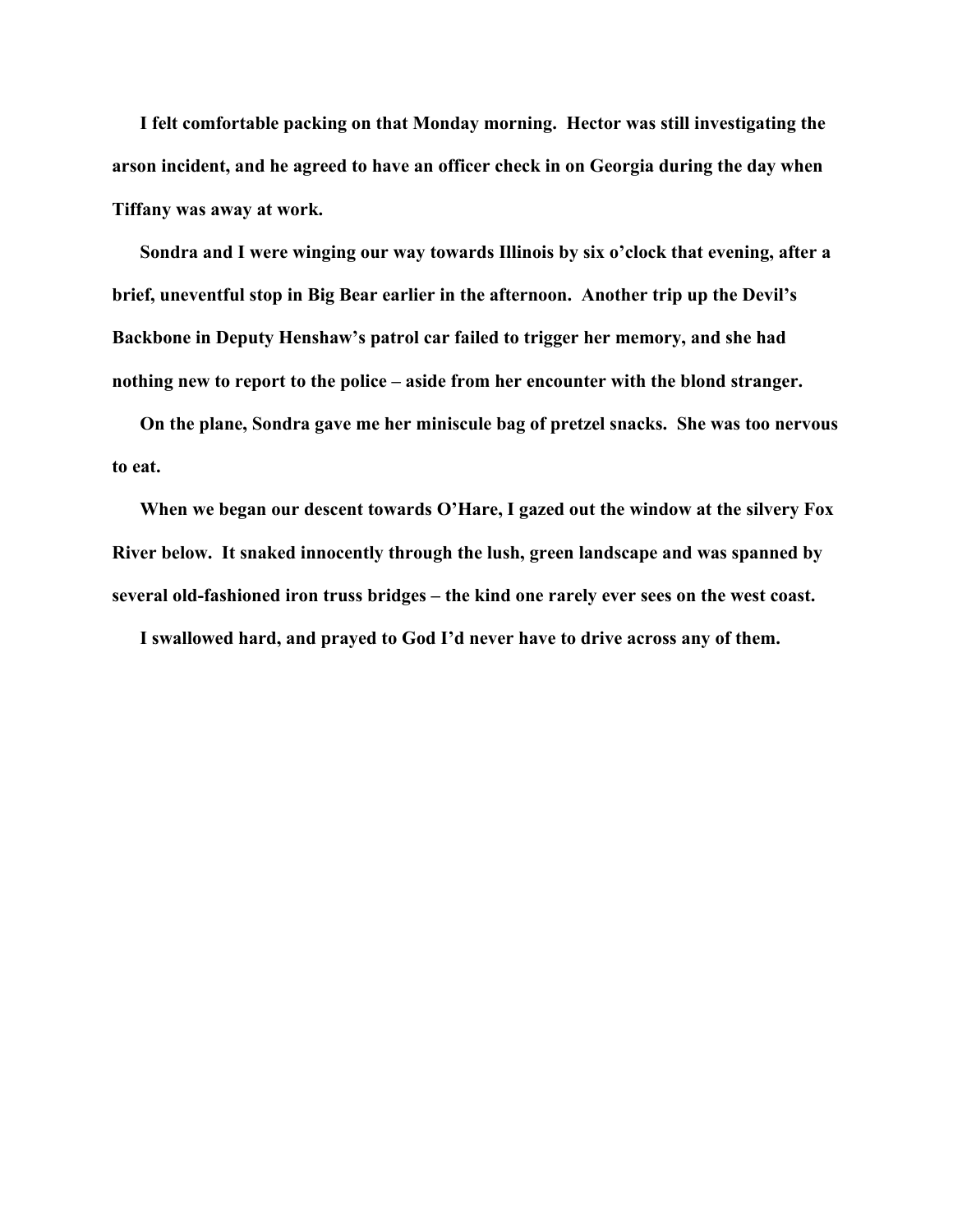**I felt comfortable packing on that Monday morning. Hector was still investigating the arson incident, and he agreed to have an officer check in on Georgia during the day when Tiffany was away at work.**

**Sondra and I were winging our way towards Illinois by six o'clock that evening, after a brief, uneventful stop in Big Bear earlier in the afternoon. Another trip up the Devil's Backbone in Deputy Henshaw's patrol car failed to trigger her memory, and she had nothing new to report to the police – aside from her encounter with the blond stranger.**

**On the plane, Sondra gave me her miniscule bag of pretzel snacks. She was too nervous to eat.**

**When we began our descent towards O'Hare, I gazed out the window at the silvery Fox River below. It snaked innocently through the lush, green landscape and was spanned by several old-fashioned iron truss bridges – the kind one rarely ever sees on the west coast.**

**I swallowed hard, and prayed to God I'd never have to drive across any of them.**